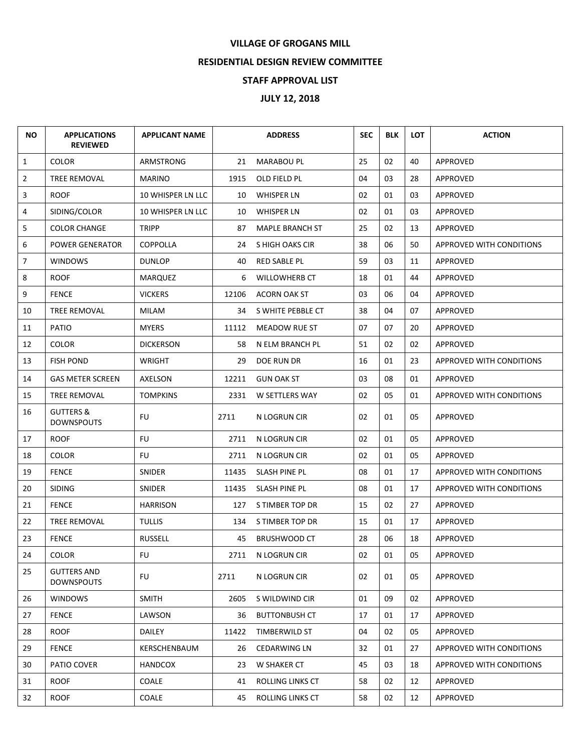# VILLAGE OF GROGANS MILL

## RESIDENTIAL DESIGN REVIEW COMMITTEE

## STAFF APPROVAL LIST

## JULY 12, 2018

| NO | APPLICATIONS REVIEWED | APPLICANT NAME | ADDRESS | | SEC | BLK | LOT | ACTION |
|---|---|---|---|---|---|---|---|---|
| 1 | COLOR | ARMSTRONG | 21 | MARABOU PL | 25 | 02 | 40 | APPROVED |
| 2 | TREE REMOVAL | MARINO | 1915 | OLD FIELD PL | 04 | 03 | 28 | APPROVED |
| 3 | ROOF | 10 WHISPER LN LLC | 10 | WHISPER LN | 02 | 01 | 03 | APPROVED |
| 4 | SIDING/COLOR | 10 WHISPER LN LLC | 10 | WHISPER LN | 02 | 01 | 03 | APPROVED |
| 5 | COLOR CHANGE | TRIPP | 87 | MAPLE BRANCH ST | 25 | 02 | 13 | APPROVED |
| 6 | POWER GENERATOR | COPPOLLA | 24 | S HIGH OAKS CIR | 38 | 06 | 50 | APPROVED WITH CONDITIONS |
| 7 | WINDOWS | DUNLOP | 40 | RED SABLE PL | 59 | 03 | 11 | APPROVED |
| 8 | ROOF | MARQUEZ | 6 | WILLOWHERB CT | 18 | 01 | 44 | APPROVED |
| 9 | FENCE | VICKERS | 12106 | ACORN OAK ST | 03 | 06 | 04 | APPROVED |
| 10 | TREE REMOVAL | MILAM | 34 | S WHITE PEBBLE CT | 38 | 04 | 07 | APPROVED |
| 11 | PATIO | MYERS | 11112 | MEADOW RUE ST | 07 | 07 | 20 | APPROVED |
| 12 | COLOR | DICKERSON | 58 | N ELM BRANCH PL | 51 | 02 | 02 | APPROVED |
| 13 | FISH POND | WRIGHT | 29 | DOE RUN DR | 16 | 01 | 23 | APPROVED WITH CONDITIONS |
| 14 | GAS METER SCREEN | AXELSON | 12211 | GUN OAK ST | 03 | 08 | 01 | APPROVED |
| 15 | TREE REMOVAL | TOMPKINS | 2331 | W SETTLERS WAY | 02 | 05 | 01 | APPROVED WITH CONDITIONS |
| 16 | GUTTERS & DOWNSPOUTS | FU | 2711 | N LOGRUN CIR | 02 | 01 | 05 | APPROVED |
| 17 | ROOF | FU | 2711 | N LOGRUN CIR | 02 | 01 | 05 | APPROVED |
| 18 | COLOR | FU | 2711 | N LOGRUN CIR | 02 | 01 | 05 | APPROVED |
| 19 | FENCE | SNIDER | 11435 | SLASH PINE PL | 08 | 01 | 17 | APPROVED WITH CONDITIONS |
| 20 | SIDING | SNIDER | 11435 | SLASH PINE PL | 08 | 01 | 17 | APPROVED WITH CONDITIONS |
| 21 | FENCE | HARRISON | 127 | S TIMBER TOP DR | 15 | 02 | 27 | APPROVED |
| 22 | TREE REMOVAL | TULLIS | 134 | S TIMBER TOP DR | 15 | 01 | 17 | APPROVED |
| 23 | FENCE | RUSSELL | 45 | BRUSHWOOD CT | 28 | 06 | 18 | APPROVED |
| 24 | COLOR | FU | 2711 | N LOGRUN CIR | 02 | 01 | 05 | APPROVED |
| 25 | GUTTERS AND DOWNSPOUTS | FU | 2711 | N LOGRUN CIR | 02 | 01 | 05 | APPROVED |
| 26 | WINDOWS | SMITH | 2605 | S WILDWIND CIR | 01 | 09 | 02 | APPROVED |
| 27 | FENCE | LAWSON | 36 | BUTTONBUSH CT | 17 | 01 | 17 | APPROVED |
| 28 | ROOF | DAILEY | 11422 | TIMBERWILD ST | 04 | 02 | 05 | APPROVED |
| 29 | FENCE | KERSCHENBAUM | 26 | CEDARWING LN | 32 | 01 | 27 | APPROVED WITH CONDITIONS |
| 30 | PATIO COVER | HANDCOX | 23 | W SHAKER CT | 45 | 03 | 18 | APPROVED WITH CONDITIONS |
| 31 | ROOF | COALE | 41 | ROLLING LINKS CT | 58 | 02 | 12 | APPROVED |
| 32 | ROOF | COALE | 45 | ROLLING LINKS CT | 58 | 02 | 12 | APPROVED |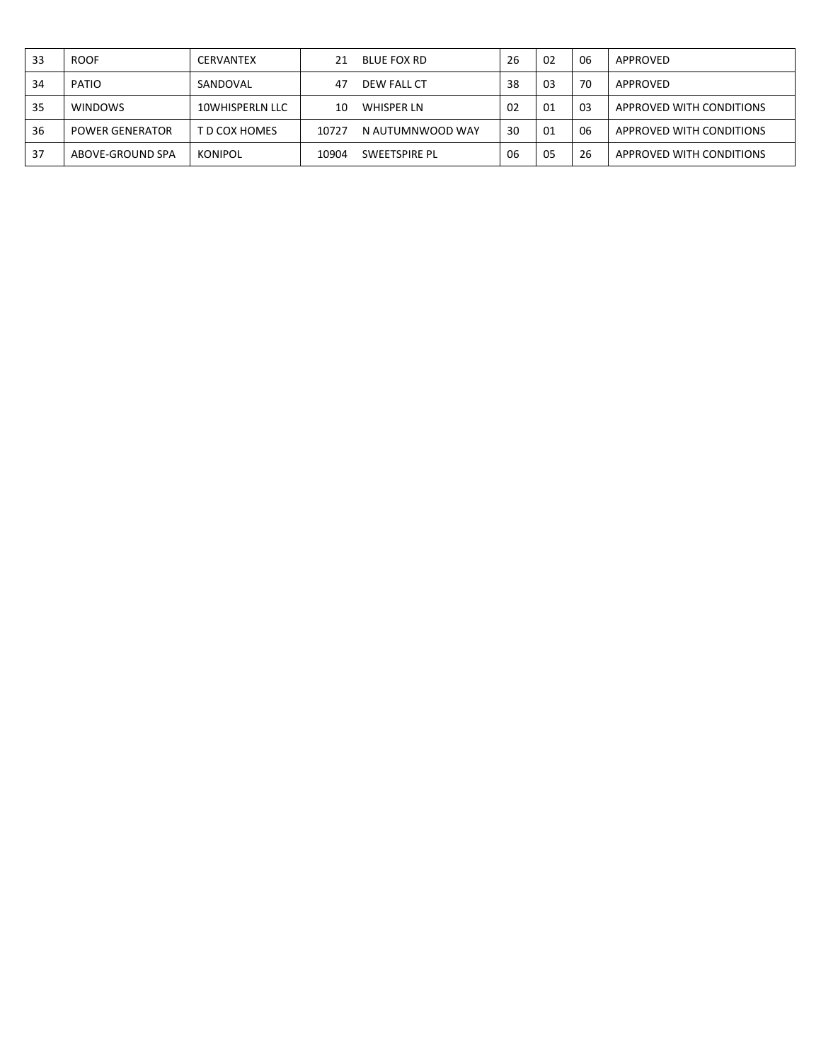| | | | | | | | | |
|---|---|---|---|---|---|---|---|---|
| 33 | ROOF | CERVANTEX | 21 | BLUE FOX RD | 26 | 02 | 06 | APPROVED |
| 34 | PATIO | SANDOVAL | 47 | DEW FALL CT | 38 | 03 | 70 | APPROVED |
| 35 | WINDOWS | 10WHISPERLN LLC | 10 | WHISPER LN | 02 | 01 | 03 | APPROVED WITH CONDITIONS |
| 36 | POWER GENERATOR | T D COX HOMES | 10727 | N AUTUMNWOOD WAY | 30 | 01 | 06 | APPROVED WITH CONDITIONS |
| 37 | ABOVE-GROUND SPA | KONIPOL | 10904 | SWEETSPIRE PL | 06 | 05 | 26 | APPROVED WITH CONDITIONS |